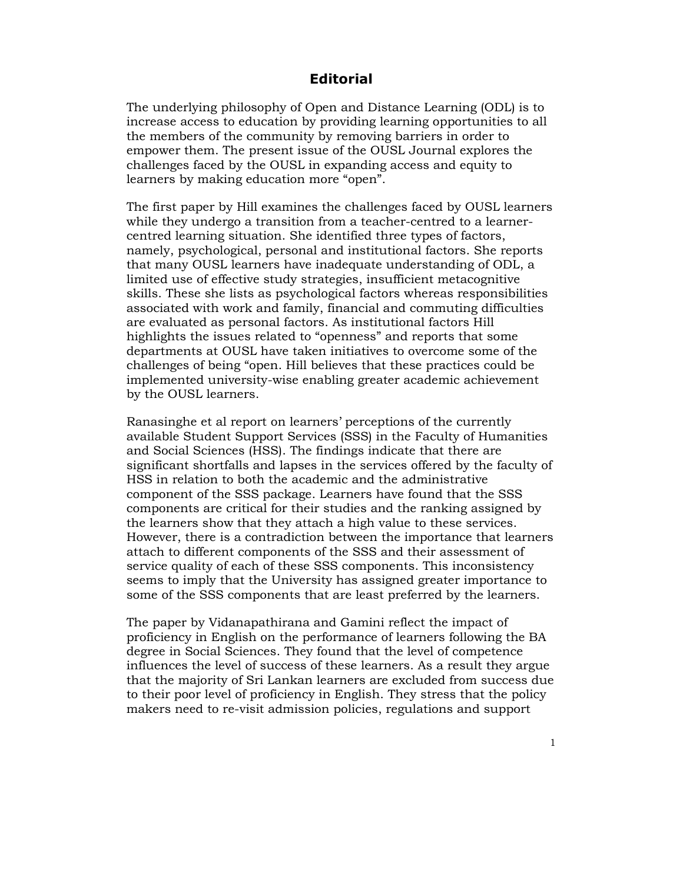# Editorial

The underlying philosophy of Open and Distance Learning (ODL) is to increase access to education by providing learning opportunities to all the members of the community by removing barriers in order to empower them. The present issue of the OUSL Journal explores the challenges faced by the OUSL in expanding access and equity to learners by making education more "open".

The first paper by Hill examines the challenges faced by OUSL learners while they undergo a transition from a teacher-centred to a learner-centred learning situation. She identified three types of factors, namely, psychological, personal and institutional factors. She reports that many OUSL learners have inadequate understanding of ODL, a limited use of effective study strategies, insufficient metacognitive skills. These she lists as psychological factors whereas responsibilities associated with work and family, financial and commuting difficulties are evaluated as personal factors. As institutional factors Hill highlights the issues related to "openness" and reports that some departments at OUSL have taken initiatives to overcome some of the challenges of being "open. Hill believes that these practices could be implemented university-wise enabling greater academic achievement by the OUSL learners.

Ranasinghe et al report on learners' perceptions of the currently available Student Support Services (SSS) in the Faculty of Humanities and Social Sciences (HSS). The findings indicate that there are significant shortfalls and lapses in the services offered by the faculty of HSS in relation to both the academic and the administrative component of the SSS package. Learners have found that the SSS components are critical for their studies and the ranking assigned by the learners show that they attach a high value to these services. However, there is a contradiction between the importance that learners attach to different components of the SSS and their assessment of service quality of each of these SSS components. This inconsistency seems to imply that the University has assigned greater importance to some of the SSS components that are least preferred by the learners.

The paper by Vidanapathirana and Gamini reflect the impact of proficiency in English on the performance of learners following the BA degree in Social Sciences. They found that the level of competence influences the level of success of these learners. As a result they argue that the majority of Sri Lankan learners are excluded from success due to their poor level of proficiency in English. They stress that the policy makers need to re-visit admission policies, regulations and support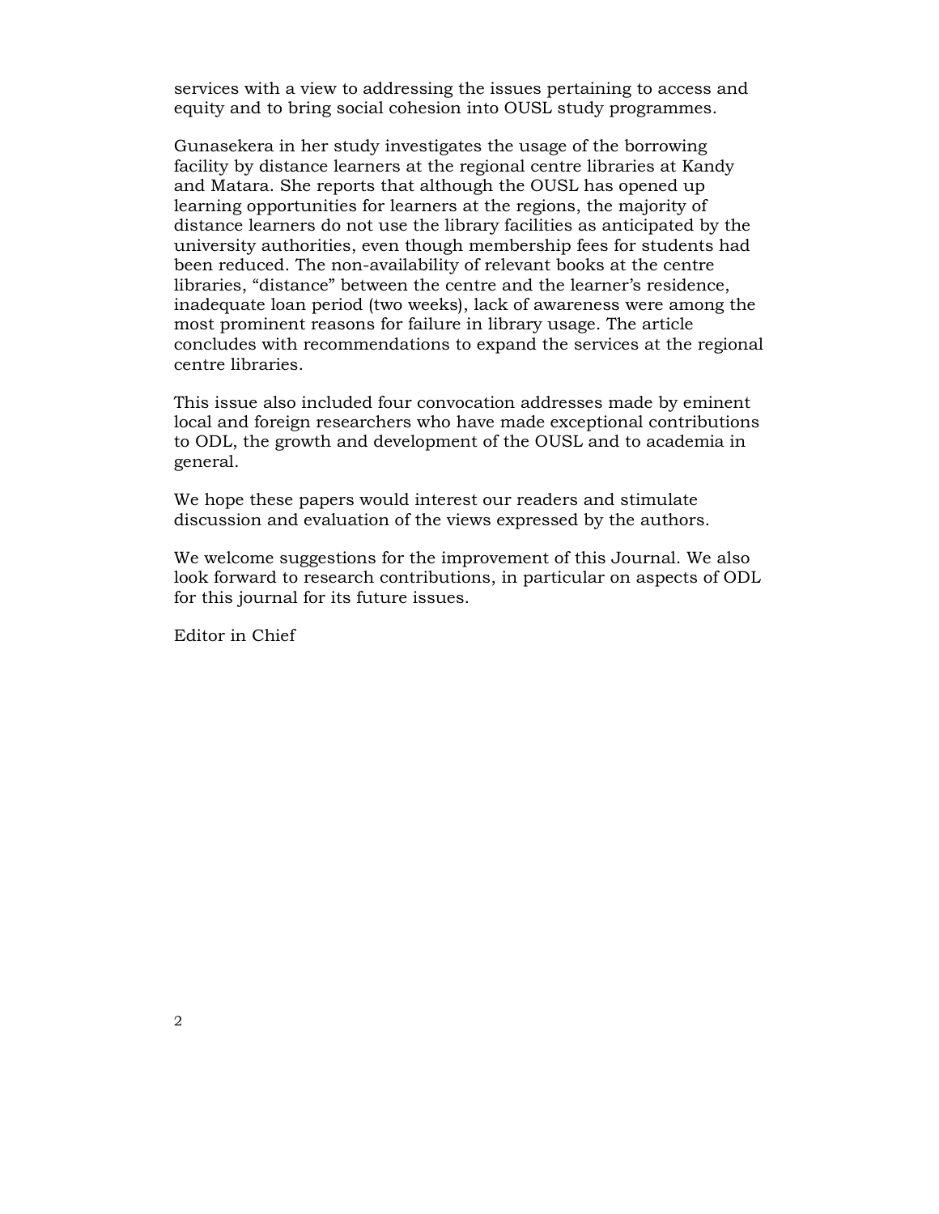services with a view to addressing the issues pertaining to access and equity and to bring social cohesion into OUSL study programmes.

Gunasekera in her study investigates the usage of the borrowing facility by distance learners at the regional centre libraries at Kandy and Matara. She reports that although the OUSL has opened up learning opportunities for learners at the regions, the majority of distance learners do not use the library facilities as anticipated by the university authorities, even though membership fees for students had been reduced. The non-availability of relevant books at the centre libraries, "distance" between the centre and the learner's residence, inadequate loan period (two weeks), lack of awareness were among the most prominent reasons for failure in library usage. The article concludes with recommendations to expand the services at the regional centre libraries.

This issue also included four convocation addresses made by eminent local and foreign researchers who have made exceptional contributions to ODL, the growth and development of the OUSL and to academia in general.

We hope these papers would interest our readers and stimulate discussion and evaluation of the views expressed by the authors.

We welcome suggestions for the improvement of this Journal. We also look forward to research contributions, in particular on aspects of ODL for this journal for its future issues.

Editor in Chief